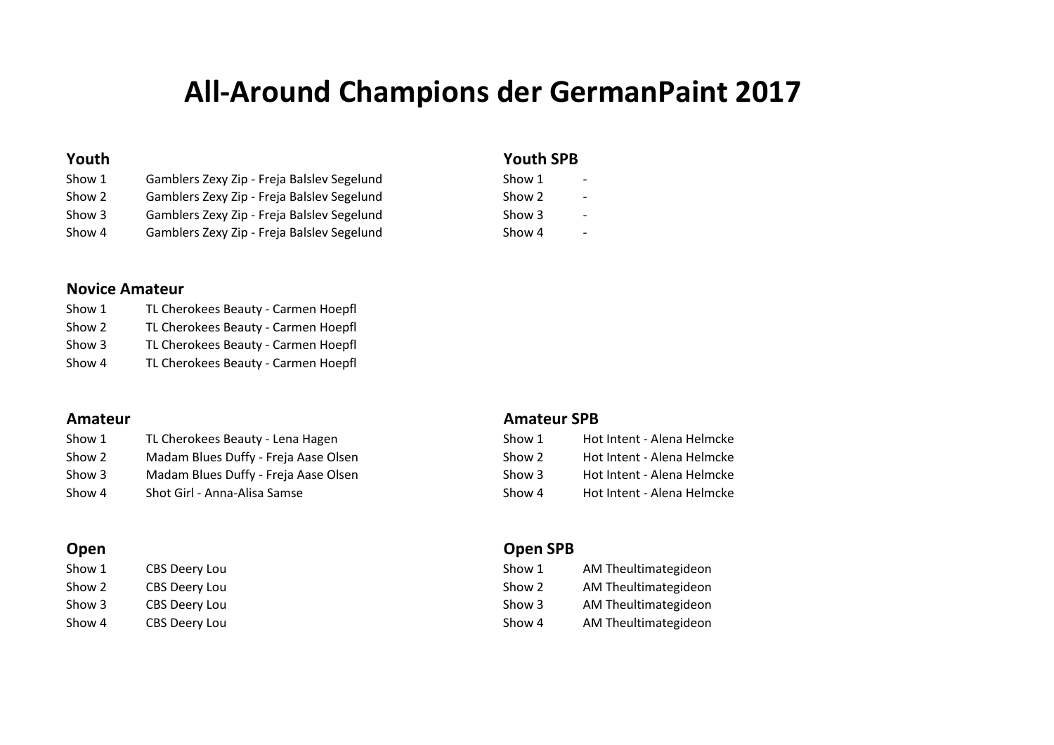# All-Around Champions der GermanPaint 2017

## Youth

| | |
|---|---|
| Show 1 | Gamblers Zexy Zip - Freja Balslev Segelund |
| Show 2 | Gamblers Zexy Zip - Freja Balslev Segelund |
| Show 3 | Gamblers Zexy Zip - Freja Balslev Segelund |
| Show 4 | Gamblers Zexy Zip - Freja Balslev Segelund |

## Youth SPB

| | |
|---|---|
| Show 1 | - |
| Show 2 | - |
| Show 3 | - |
| Show 4 | - |

## Novice Amateur

| | |
|---|---|
| Show 1 | TL Cherokees Beauty - Carmen Hoepfl |
| Show 2 | TL Cherokees Beauty - Carmen Hoepfl |
| Show 3 | TL Cherokees Beauty - Carmen Hoepfl |
| Show 4 | TL Cherokees Beauty - Carmen Hoepfl |

## Amateur

| | |
|---|---|
| Show 1 | TL Cherokees Beauty - Lena Hagen |
| Show 2 | Madam Blues Duffy - Freja Aase Olsen |
| Show 3 | Madam Blues Duffy - Freja Aase Olsen |
| Show 4 | Shot Girl - Anna-Alisa Samse |

## Amateur SPB

| | |
|---|---|
| Show 1 | Hot Intent - Alena Helmcke |
| Show 2 | Hot Intent - Alena Helmcke |
| Show 3 | Hot Intent - Alena Helmcke |
| Show 4 | Hot Intent - Alena Helmcke |

## Open

| | |
|---|---|
| Show 1 | CBS Deery Lou |
| Show 2 | CBS Deery Lou |
| Show 3 | CBS Deery Lou |
| Show 4 | CBS Deery Lou |

## Open SPB

| | |
|---|---|
| Show 1 | AM Theultimategideon |
| Show 2 | AM Theultimategideon |
| Show 3 | AM Theultimategideon |
| Show 4 | AM Theultimategideon |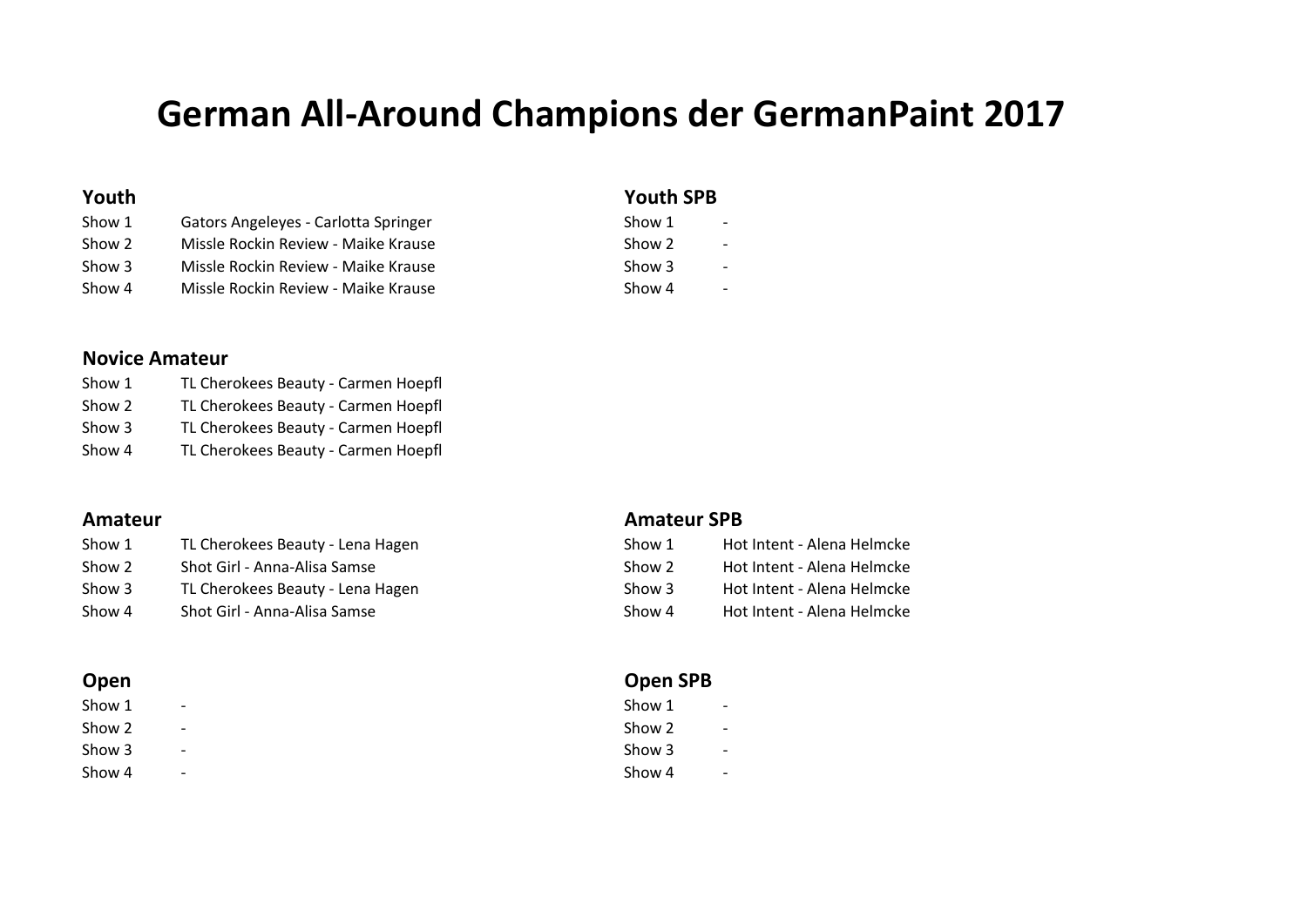# German All-Around Champions der GermanPaint 2017

## Youth

| | |
|---|---|
| Show 1 | Gators Angeleyes - Carlotta Springer |
| Show 2 | Missle Rockin Review - Maike Krause |
| Show 3 | Missle Rockin Review - Maike Krause |
| Show 4 | Missle Rockin Review - Maike Krause |

## Youth SPB

| | |
|---|---|
| Show 1 | - |
| Show 2 | - |
| Show 3 | - |
| Show 4 | - |

## Novice Amateur

| | |
|---|---|
| Show 1 | TL Cherokees Beauty - Carmen Hoepfl |
| Show 2 | TL Cherokees Beauty - Carmen Hoepfl |
| Show 3 | TL Cherokees Beauty - Carmen Hoepfl |
| Show 4 | TL Cherokees Beauty - Carmen Hoepfl |

## Amateur

| | |
|---|---|
| Show 1 | TL Cherokees Beauty - Lena Hagen |
| Show 2 | Shot Girl - Anna-Alisa Samse |
| Show 3 | TL Cherokees Beauty - Lena Hagen |
| Show 4 | Shot Girl - Anna-Alisa Samse |

## Amateur SPB

| | |
|---|---|
| Show 1 | Hot Intent - Alena Helmcke |
| Show 2 | Hot Intent - Alena Helmcke |
| Show 3 | Hot Intent - Alena Helmcke |
| Show 4 | Hot Intent - Alena Helmcke |

## Open

| | |
|---|---|
| Show 1 | - |
| Show 2 | - |
| Show 3 | - |
| Show 4 | - |

## Open SPB

| | |
|---|---|
| Show 1 | - |
| Show 2 | - |
| Show 3 | - |
| Show 4 | - |